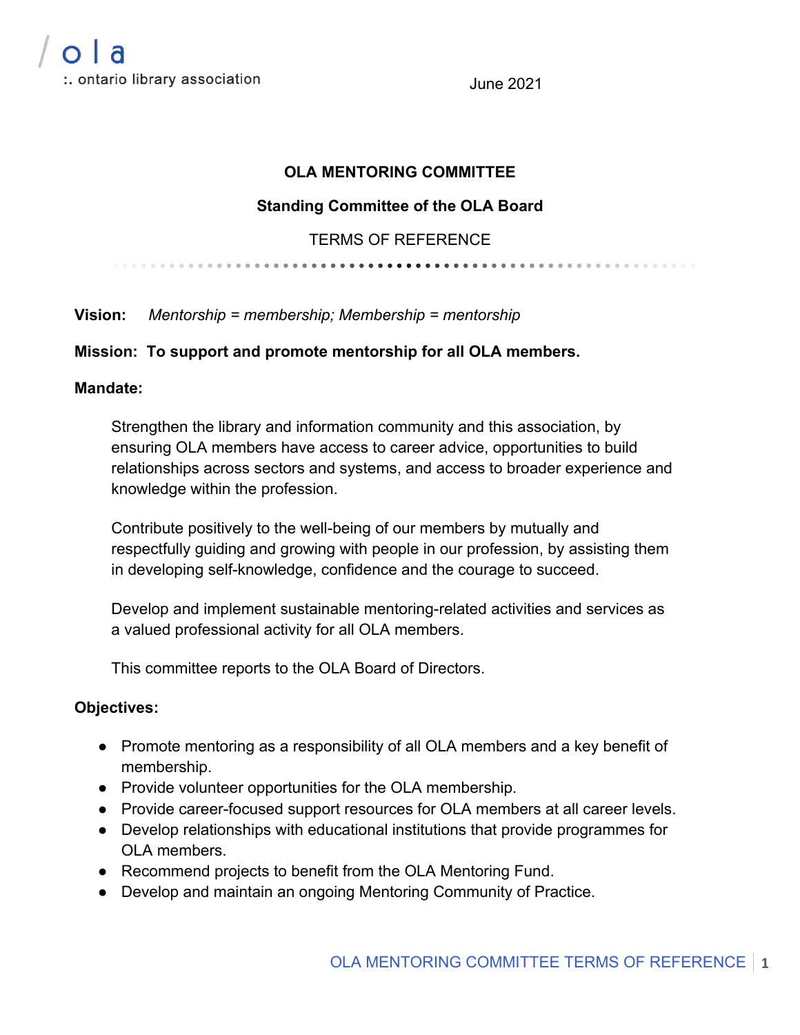ola

:. ontario library association

June 2021

# OLA MENTORING COMMITTEE

## Standing Committee of the OLA Board

TERMS OF REFERENCE

**Vision:** *Mentorship = membership; Membership = mentorship*

**Mission: To support and promote mentorship for all OLA members.**

**Mandate:**

Strengthen the library and information community and this association, by ensuring OLA members have access to career advice, opportunities to build relationships across sectors and systems, and access to broader experience and knowledge within the profession.

Contribute positively to the well-being of our members by mutually and respectfully guiding and growing with people in our profession, by assisting them in developing self-knowledge, confidence and the courage to succeed.

Develop and implement sustainable mentoring-related activities and services as a valued professional activity for all OLA members.

This committee reports to the OLA Board of Directors.

**Objectives:**

- Promote mentoring as a responsibility of all OLA members and a key benefit of membership.
- Provide volunteer opportunities for the OLA membership.
- Provide career-focused support resources for OLA members at all career levels.
- Develop relationships with educational institutions that provide programmes for OLA members.
- Recommend projects to benefit from the OLA Mentoring Fund.
- Develop and maintain an ongoing Mentoring Community of Practice.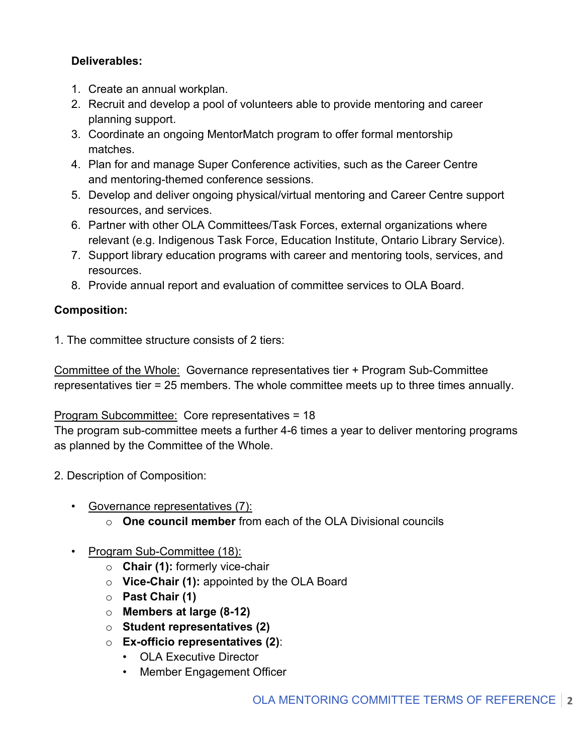**Deliverables:**

1. Create an annual workplan.
2. Recruit and develop a pool of volunteers able to provide mentoring and career planning support.
3. Coordinate an ongoing MentorMatch program to offer formal mentorship matches.
4. Plan for and manage Super Conference activities, such as the Career Centre and mentoring-themed conference sessions.
5. Develop and deliver ongoing physical/virtual mentoring and Career Centre support resources, and services.
6. Partner with other OLA Committees/Task Forces, external organizations where relevant (e.g. Indigenous Task Force, Education Institute, Ontario Library Service).
7. Support library education programs with career and mentoring tools, services, and resources.
8. Provide annual report and evaluation of committee services to OLA Board.

**Composition:**

1. The committee structure consists of 2 tiers:

Committee of the Whole: Governance representatives tier + Program Sub-Committee representatives tier = 25 members. The whole committee meets up to three times annually.

Program Subcommittee: Core representatives = 18
The program sub-committee meets a further 4-6 times a year to deliver mentoring programs as planned by the Committee of the Whole.

2. Description of Composition:

- Governance representatives (7):
  - **One council member** from each of the OLA Divisional councils

- Program Sub-Committee (18):
  - **Chair (1):** formerly vice-chair
  - **Vice-Chair (1):** appointed by the OLA Board
  - **Past Chair (1)**
  - **Members at large (8-12)**
  - **Student representatives (2)**
  - **Ex-officio representatives (2)**:
    - OLA Executive Director
    - Member Engagement Officer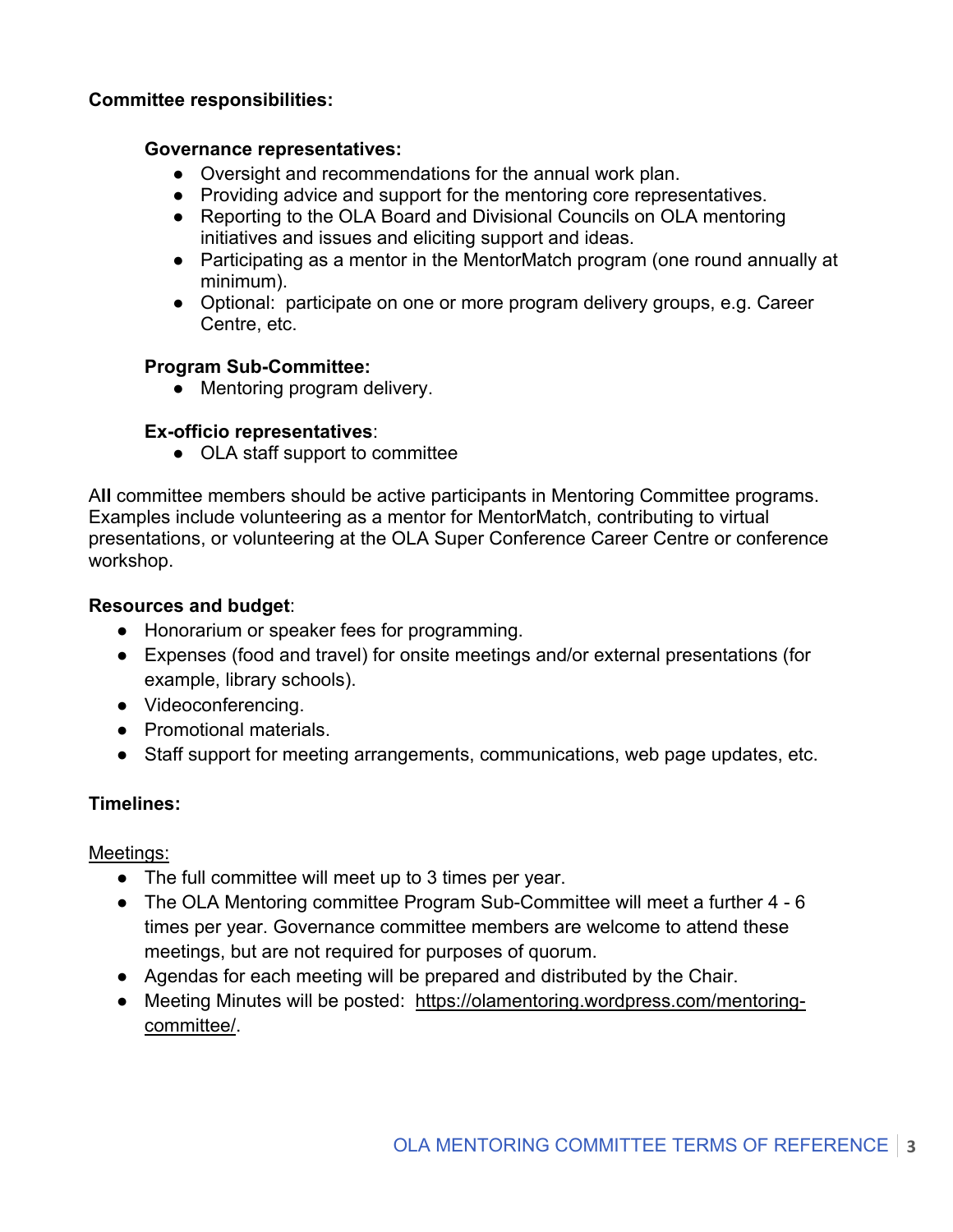**Committee responsibilities:**

**Governance representatives:**

- Oversight and recommendations for the annual work plan.
- Providing advice and support for the mentoring core representatives.
- Reporting to the OLA Board and Divisional Councils on OLA mentoring initiatives and issues and eliciting support and ideas.
- Participating as a mentor in the MentorMatch program (one round annually at minimum).
- Optional: participate on one or more program delivery groups, e.g. Career Centre, etc.

**Program Sub-Committee:**

- Mentoring program delivery.

**Ex-officio representatives**:

- OLA staff support to committee

All committee members should be active participants in Mentoring Committee programs. Examples include volunteering as a mentor for MentorMatch, contributing to virtual presentations, or volunteering at the OLA Super Conference Career Centre or conference workshop.

**Resources and budget**:

- Honorarium or speaker fees for programming.
- Expenses (food and travel) for onsite meetings and/or external presentations (for example, library schools).
- Videoconferencing.
- Promotional materials.
- Staff support for meeting arrangements, communications, web page updates, etc.

**Timelines:**

Meetings:

- The full committee will meet up to 3 times per year.
- The OLA Mentoring committee Program Sub-Committee will meet a further 4 - 6 times per year. Governance committee members are welcome to attend these meetings, but are not required for purposes of quorum.
- Agendas for each meeting will be prepared and distributed by the Chair.
- Meeting Minutes will be posted: https://olamentoring.wordpress.com/mentoring-committee/.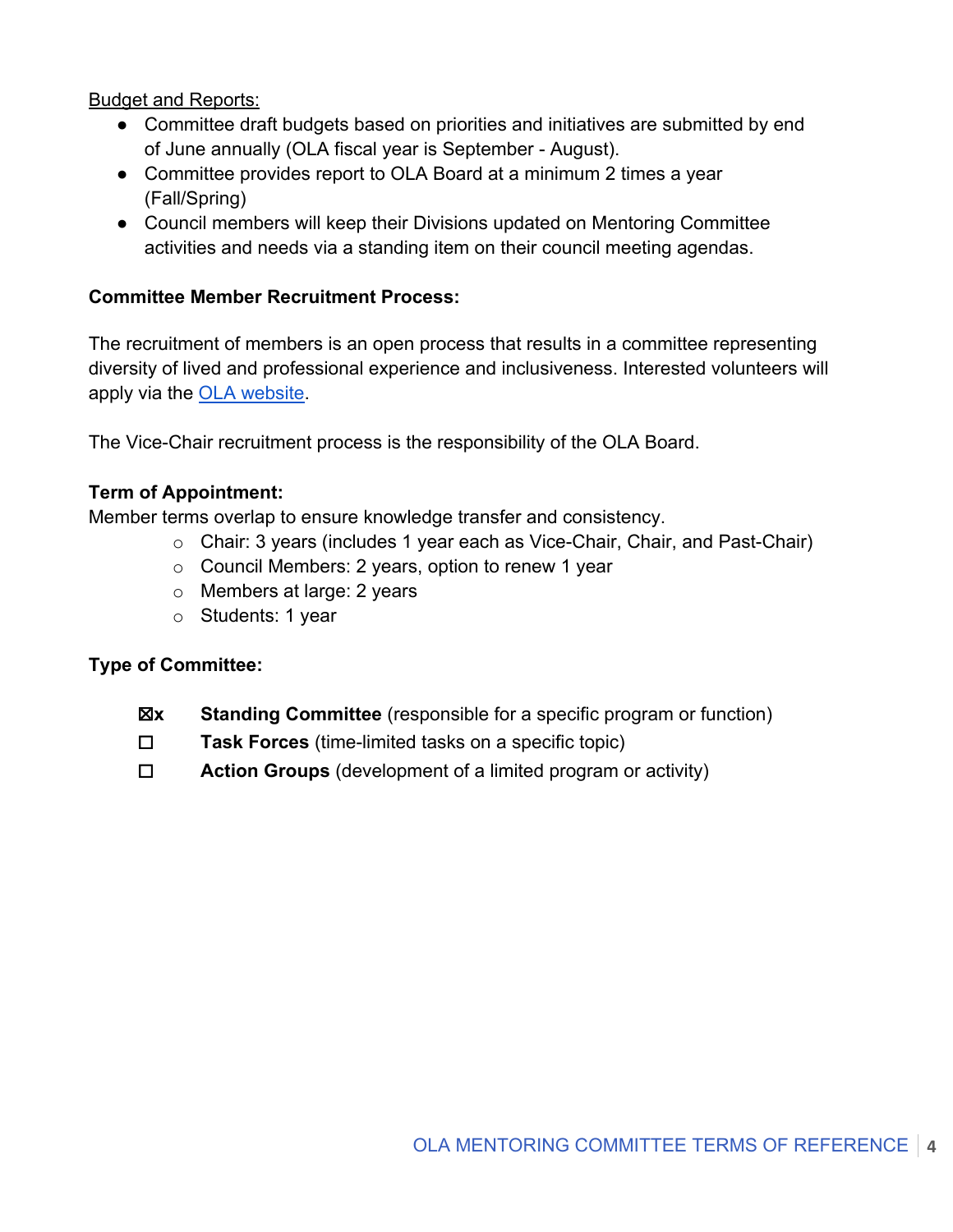Budget and Reports:

- Committee draft budgets based on priorities and initiatives are submitted by end of June annually (OLA fiscal year is September - August).
- Committee provides report to OLA Board at a minimum 2 times a year (Fall/Spring)
- Council members will keep their Divisions updated on Mentoring Committee activities and needs via a standing item on their council meeting agendas.

**Committee Member Recruitment Process:**

The recruitment of members is an open process that results in a committee representing diversity of lived and professional experience and inclusiveness. Interested volunteers will apply via the OLA website.

The Vice-Chair recruitment process is the responsibility of the OLA Board.

**Term of Appointment:**

Member terms overlap to ensure knowledge transfer and consistency.

- Chair: 3 years (includes 1 year each as Vice-Chair, Chair, and Past-Chair)
- Council Members: 2 years, option to renew 1 year
- Members at large: 2 years
- Students: 1 year

**Type of Committee:**

☒x **Standing Committee** (responsible for a specific program or function)

☐ **Task Forces** (time-limited tasks on a specific topic)

☐ **Action Groups** (development of a limited program or activity)